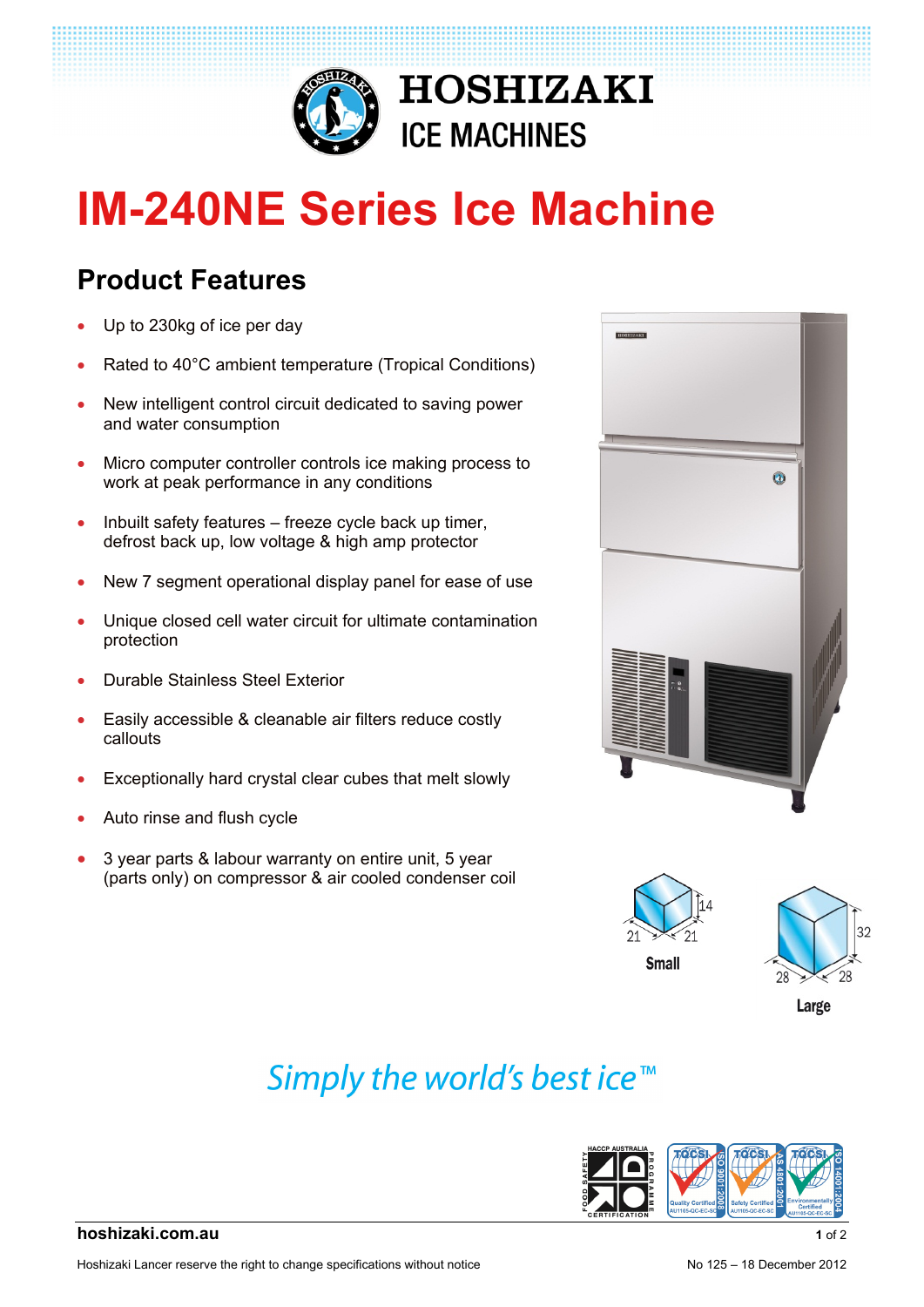HOSHIZAKI
ICE MACHINES

# IM-240NE Series Ice Machine

## Product Features

- Up to 230kg of ice per day
- Rated to 40°C ambient temperature (Tropical Conditions)
- New intelligent control circuit dedicated to saving power and water consumption
- Micro computer controller controls ice making process to work at peak performance in any conditions
- Inbuilt safety features – freeze cycle back up timer, defrost back up, low voltage & high amp protector
- New 7 segment operational display panel for ease of use
- Unique closed cell water circuit for ultimate contamination protection
- Durable Stainless Steel Exterior
- Easily accessible & cleanable air filters reduce costly callouts
- Exceptionally hard crystal clear cubes that melt slowly
- Auto rinse and flush cycle
- 3 year parts & labour warranty on entire unit, 5 year (parts only) on compressor & air cooled condenser coil

21 × 21 × 14
**Small**

28 × 28 × 32
**Large**

*Simply the world's best ice™*

**hoshizaki.com.au**

Hoshizaki Lancer reserve the right to change specifications without notice

No 125 – 18 December 2012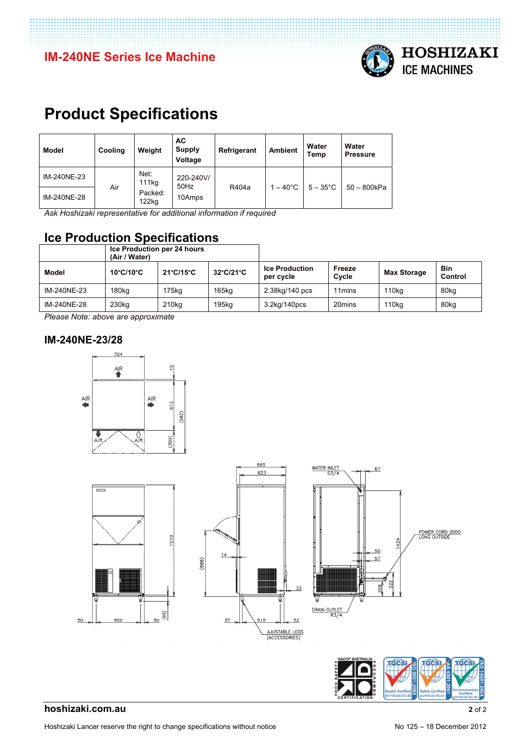# IM-240NE Series Ice Machine

HOSHIZAKI ICE MACHINES

## Product Specifications

| Model | Cooling | Weight | AC Supply Voltage | Refrigerant | Ambient | Water Temp | Water Pressure |
|---|---|---|---|---|---|---|---|
| IM-240NE-23 | Air | Net: 111kg | 220-240V/ 50Hz | R404a | 1 – 40°C | 5 – 35°C | 50 – 800kPa |
| IM-240NE-28 | | Packed: 122kg | 10Amps | | | | |

*Ask Hoshizaki representative for additional information if required*

## Ice Production Specifications

| | Ice Production per 24 hours (Air / Water) | | | | | | |
|---|---|---|---|---|---|---|---|
| Model | 10°C/10°C | 21°C/15°C | 32°C/21°C | Ice Production per cycle | Freeze Cycle | Max Storage | Bin Control |
| IM-240NE-23 | 180kg | 175kg | 165kg | 2.38kg/140 pcs | 11mins | 110kg | 80kg |
| IM-240NE-28 | 230kg | 210kg | 195kg | 3.2kg/140pcs | 20mins | 110kg | 80kg |

*Please Note: above are approximate*

### IM-240NE-23/28

704
AIR
15
AIR
AIR
673
(982)
AIR
AIR
(309)

665
623
WATER INLET G3/4
67
POWER CORD 2000 LONG OUTSIDE
1510
(886)
14
1434
50
57
33
322
208
DRAIN OUTLET R3/4
50
600
50
(90)
37
515
52
AJUSTABLE LEGS (ACCESSORIES)

HACCP AUSTRALIA FOOD SAFETY PROGRAMME CERTIFICATION

QUALITY CERTIFIED ISO 9001:2008 · SAFETY CERTIFIED AS 4801:2001 · ENVIRONMENTALLY CERTIFIED ISO 14001:2004

**hoshizaki.com.au**

Hoshizaki Lancer reserve the right to change specifications without notice

No 125 – 18 December 2012